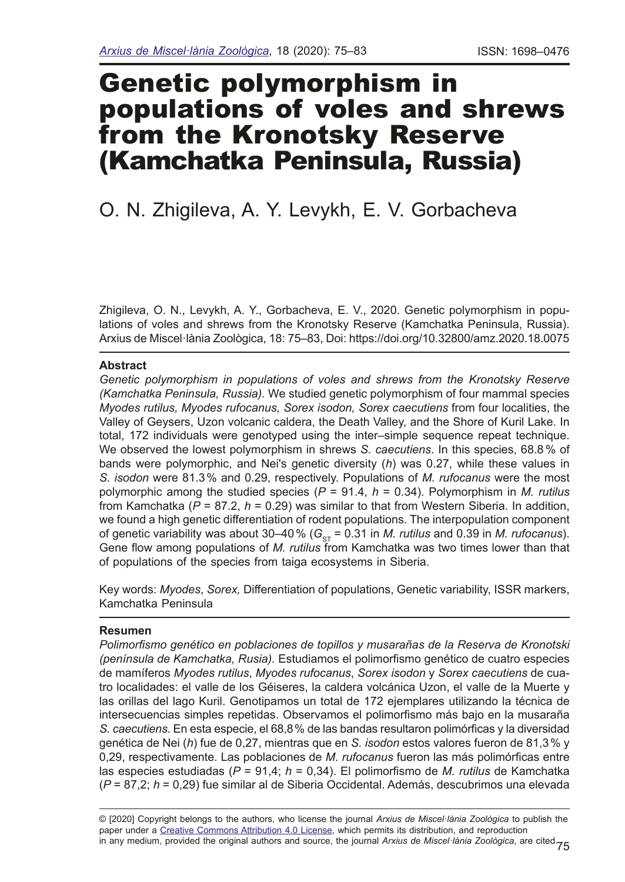# Genetic polymorphism in populations of voles and shrews from the Kronotsky Reserve (Kamchatka Peninsula, Russia)

O. N. Zhigileva, A. Y. Levykh, E. V. Gorbacheva

Zhigileva, O. N., Levykh, A. Y., Gorbacheva, E. V., 2020. Genetic polymorphism in populations of voles and shrews from the Kronotsky Reserve (Kamchatka Peninsula, Russia). Arxius de Miscel·lània Zoològica, 18: 75–83, Doi: https://doi.org/10.32800/amz.2020.18.0075

## Abstract

*Genetic polymorphism in populations of voles and shrews from the Kronotsky Reserve (Kamchatka Peninsula, Russia).* We studied genetic polymorphism of four mammal species *Myodes rutilus, Myodes rufocanus, Sorex isodon, Sorex caecutiens* from four localities, the Valley of Geysers, Uzon volcanic caldera, the Death Valley, and the Shore of Kuril Lake. In total, 172 individuals were genotyped using the inter–simple sequence repeat technique. We observed the lowest polymorphism in shrews *S. caecutiens*. In this species, 68.8 % of bands were polymorphic, and Nei's genetic diversity (*h*) was 0.27, while these values in *S. isodon* were 81.3 % and 0.29, respectively. Populations of *M. rufocanus* were the most polymorphic among the studied species ($P$ = 91.4, $h$ = 0.34). Polymorphism in *M. rutilus* from Kamchatka ($P$ = 87.2, $h$ = 0.29) was similar to that from Western Siberia. In addition, we found a high genetic differentiation of rodent populations. The interpopulation component of genetic variability was about 30–40 % ($G_{ST}$ = 0.31 in *M. rutilus* and 0.39 in *M. rufocanus*). Gene flow among populations of *M. rutilus* from Kamchatka was two times lower than that of populations of the species from taiga ecosystems in Siberia.

Key words: *Myodes*, *Sorex,* Differentiation of populations, Genetic variability, ISSR markers, Kamchatka Peninsula

## Resumen

*Polimorfismo genético en poblaciones de topillos y musarañas de la Reserva de Kronotski (península de Kamchatka, Rusia).* Estudiamos el polimorfismo genético de cuatro especies de mamíferos *Myodes rutilus*, *Myodes rufocanus*, *Sorex isodon* y *Sorex caecutiens* de cuatro localidades: el valle de los Géiseres, la caldera volcánica Uzon, el valle de la Muerte y las orillas del lago Kuril. Genotipamos un total de 172 ejemplares utilizando la técnica de intersecuencias simples repetidas. Observamos el polimorfismo más bajo en la musaraña *S. caecutiens*. En esta especie, el 68,8 % de las bandas resultaron polimórficas y la diversidad genética de Nei (*h*) fue de 0,27, mientras que en *S. isodon* estos valores fueron de 81,3 % y 0,29, respectivamente. Las poblaciones de *M. rufocanus* fueron las más polimórficas entre las especies estudiadas ($P$ = 91,4; $h$ = 0,34). El polimorfismo de *M. rutilus* de Kamchatka ($P$ = 87,2; $h$ = 0,29) fue similar al de Siberia Occidental. Además, descubrimos una elevada

© [2020] Copyright belongs to the authors, who license the journal *Arxius de Miscel·lània Zoològica* to publish the paper under a Creative Commons Attribution 4.0 License, which permits its distribution, and reproduction in any medium, provided the original authors and source, the journal *Arxius de Miscel·lània Zoològica*, are cited.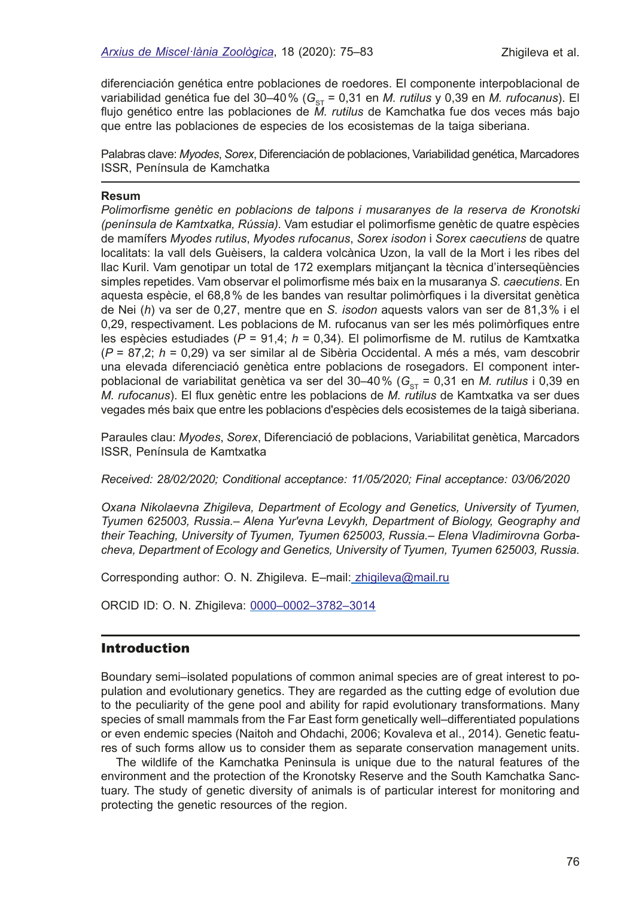diferenciación genética entre poblaciones de roedores. El componente interpoblacional de variabilidad genética fue del 30–40 % ($G_{ST}$ = 0,31 en *M. rutilus* y 0,39 en *M. rufocanus*). El flujo genético entre las poblaciones de *M. rutilus* de Kamchatka fue dos veces más bajo que entre las poblaciones de especies de los ecosistemas de la taiga siberiana.

Palabras clave: *Myodes*, *Sorex*, Diferenciación de poblaciones, Variabilidad genética, Marcadores ISSR, Península de Kamchatka

**Resum**

*Polimorfisme genètic en poblacions de talpons i musaranyes de la reserva de Kronotski (península de Kamtxatka, Rússia).* Vam estudiar el polimorfisme genètic de quatre espècies de mamífers *Myodes rutilus*, *Myodes rufocanus*, *Sorex isodon* i *Sorex caecutiens* de quatre localitats: la vall dels Guèisers, la caldera volcànica Uzon, la vall de la Mort i les ribes del llac Kuril. Vam genotipar un total de 172 exemplars mitjançant la tècnica d'interseqüències simples repetides. Vam observar el polimorfisme més baix en la musaranya *S. caecutiens*. En aquesta espècie, el 68,8 % de les bandes van resultar polimòrfiques i la diversitat genètica de Nei (*h*) va ser de 0,27, mentre que en *S. isodon* aquests valors van ser de 81,3 % i el 0,29, respectivament. Les poblacions de M. rufocanus van ser les més polimòrfiques entre les espècies estudiades (*P* = 91,4; *h* = 0,34). El polimorfisme de M. rutilus de Kamtxatka (*P* = 87,2; *h* = 0,29) va ser similar al de Sibèria Occidental. A més a més, vam descobrir una elevada diferenciació genètica entre poblacions de rosegadors. El component interpoblacional de variabilitat genètica va ser del 30–40 % ($G_{ST}$ = 0,31 en *M. rutilus* i 0,39 en *M. rufocanus*). El flux genètic entre les poblacions de *M. rutilus* de Kamtxatka va ser dues vegades més baix que entre les poblacions d'espècies dels ecosistemes de la taigà siberiana.

Paraules clau: *Myodes*, *Sorex*, Diferenciació de poblacions, Variabilitat genètica, Marcadors ISSR, Península de Kamtxatka

*Received: 28/02/2020; Conditional acceptance: 11/05/2020; Final acceptance: 03/06/2020*

*Oxana Nikolaevna Zhigileva, Department of Ecology and Genetics, University of Tyumen, Tyumen 625003, Russia.– Alena Yur'evna Levykh, Department of Biology, Geography and their Teaching, University of Tyumen, Tyumen 625003, Russia.– Elena Vladimirovna Gorbacheva, Department of Ecology and Genetics, University of Tyumen, Tyumen 625003, Russia.*

Corresponding author: O. N. Zhigileva. E–mail: zhigileva@mail.ru

ORCID ID: O. N. Zhigileva: 0000–0002–3782–3014

## Introduction

Boundary semi–isolated populations of common animal species are of great interest to population and evolutionary genetics. They are regarded as the cutting edge of evolution due to the peculiarity of the gene pool and ability for rapid evolutionary transformations. Many species of small mammals from the Far East form genetically well–differentiated populations or even endemic species (Naitoh and Ohdachi, 2006; Kovaleva et al., 2014). Genetic features of such forms allow us to consider them as separate conservation management units.

The wildlife of the Kamchatka Peninsula is unique due to the natural features of the environment and the protection of the Kronotsky Reserve and the South Kamchatka Sanctuary. The study of genetic diversity of animals is of particular interest for monitoring and protecting the genetic resources of the region.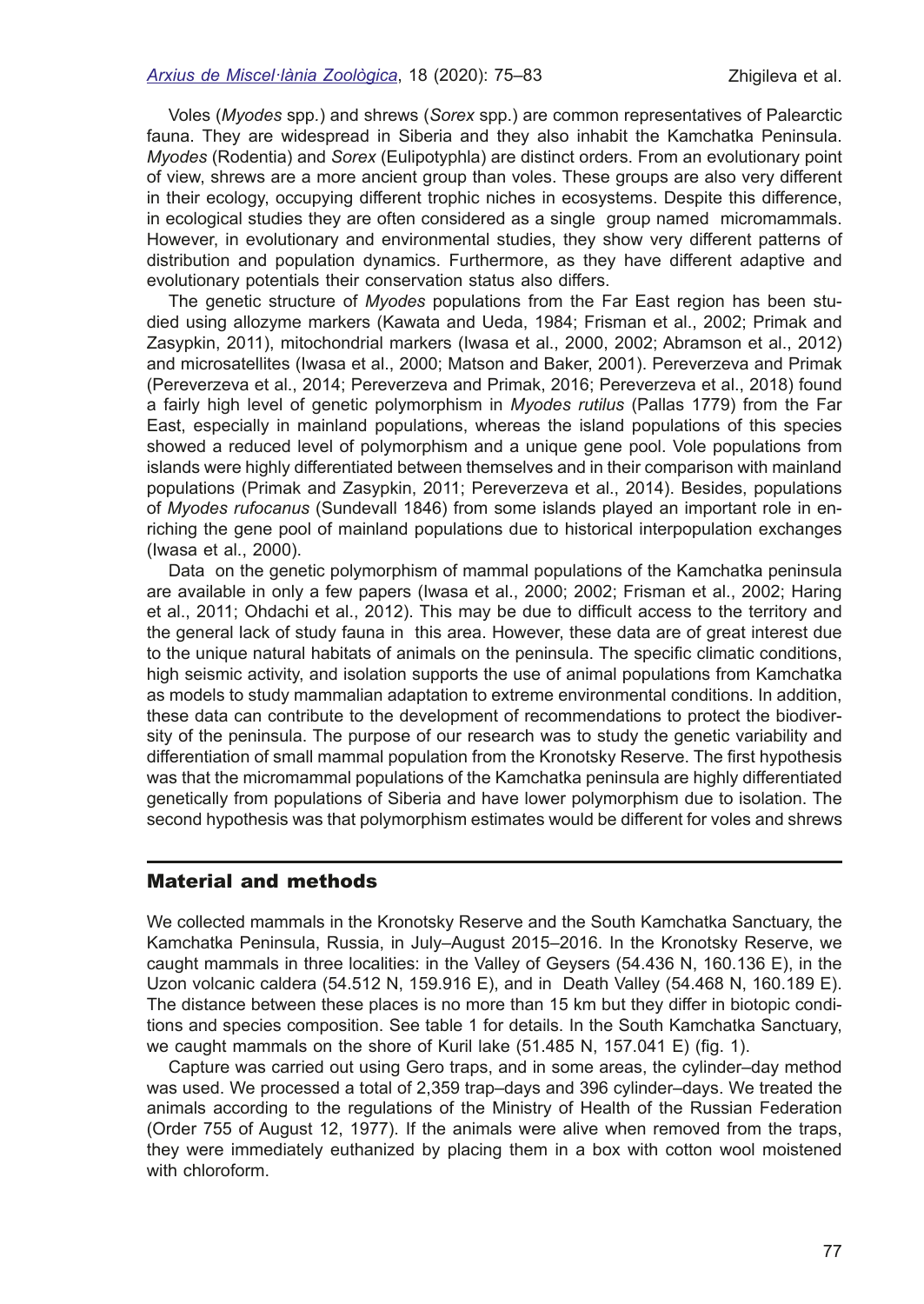Voles (*Myodes* spp.) and shrews (*Sorex* spp.) are common representatives of Palearctic fauna. They are widespread in Siberia and they also inhabit the Kamchatka Peninsula. *Myodes* (Rodentia) and *Sorex* (Eulipotyphla) are distinct orders. From an evolutionary point of view, shrews are a more ancient group than voles. These groups are also very different in their ecology, occupying different trophic niches in ecosystems. Despite this difference, in ecological studies they are often considered as a single group named micromammals. However, in evolutionary and environmental studies, they show very different patterns of distribution and population dynamics. Furthermore, as they have different adaptive and evolutionary potentials their conservation status also differs.

The genetic structure of *Myodes* populations from the Far East region has been studied using allozyme markers (Kawata and Ueda, 1984; Frisman et al., 2002; Primak and Zasypkin, 2011), mitochondrial markers (Iwasa et al., 2000, 2002; Abramson et al., 2012) and microsatellites (Iwasa et al., 2000; Matson and Baker, 2001). Pereverzeva and Primak (Pereverzeva et al., 2014; Pereverzeva and Primak, 2016; Pereverzeva et al., 2018) found a fairly high level of genetic polymorphism in *Myodes rutilus* (Pallas 1779) from the Far East, especially in mainland populations, whereas the island populations of this species showed a reduced level of polymorphism and a unique gene pool. Vole populations from islands were highly differentiated between themselves and in their comparison with mainland populations (Primak and Zasypkin, 2011; Pereverzeva et al., 2014). Besides, populations of *Myodes rufocanus* (Sundevall 1846) from some islands played an important role in enriching the gene pool of mainland populations due to historical interpopulation exchanges (Iwasa et al., 2000).

Data on the genetic polymorphism of mammal populations of the Kamchatka peninsula are available in only a few papers (Iwasa et al., 2000; 2002; Frisman et al., 2002; Haring et al., 2011; Ohdachi et al., 2012). This may be due to difficult access to the territory and the general lack of study fauna in this area. However, these data are of great interest due to the unique natural habitats of animals on the peninsula. The specific climatic conditions, high seismic activity, and isolation supports the use of animal populations from Kamchatka as models to study mammalian adaptation to extreme environmental conditions. In addition, these data can contribute to the development of recommendations to protect the biodiversity of the peninsula. The purpose of our research was to study the genetic variability and differentiation of small mammal population from the Kronotsky Reserve. The first hypothesis was that the micromammal populations of the Kamchatka peninsula are highly differentiated genetically from populations of Siberia and have lower polymorphism due to isolation. The second hypothesis was that polymorphism estimates would be different for voles and shrews

## Material and methods

We collected mammals in the Kronotsky Reserve and the South Kamchatka Sanctuary, the Kamchatka Peninsula, Russia, in July–August 2015–2016. In the Kronotsky Reserve, we caught mammals in three localities: in the Valley of Geysers (54.436 N, 160.136 E), in the Uzon volcanic caldera (54.512 N, 159.916 E), and in Death Valley (54.468 N, 160.189 E). The distance between these places is no more than 15 km but they differ in biotopic conditions and species composition. See table 1 for details. In the South Kamchatka Sanctuary, we caught mammals on the shore of Kuril lake (51.485 N, 157.041 E) (fig. 1).

Capture was carried out using Gero traps, and in some areas, the cylinder–day method was used. We processed a total of 2,359 trap–days and 396 cylinder–days. We treated the animals according to the regulations of the Ministry of Health of the Russian Federation (Order 755 of August 12, 1977). If the animals were alive when removed from the traps, they were immediately euthanized by placing them in a box with cotton wool moistened with chloroform.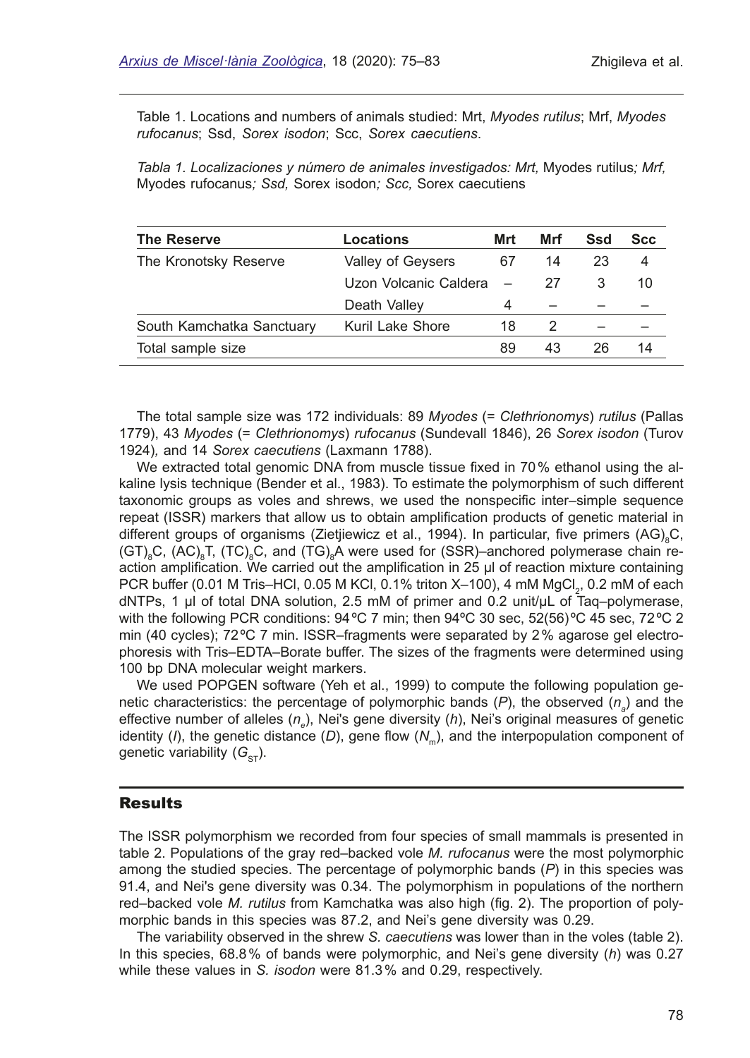Table 1. Locations and numbers of animals studied: Mrt, *Myodes rutilus*; Mrf, *Myodes rufocanus*; Ssd, *Sorex isodon*; Scc, *Sorex caecutiens*.

*Tabla 1. Localizaciones y número de animales investigados: Mrt,* Myodes rutilus*; Mrf,* Myodes rufocanus*; Ssd,* Sorex isodon*; Scc,* Sorex caecutiens

| The Reserve | Locations | Mrt | Mrf | Ssd | Scc |
|---|---|---|---|---|---|
| The Kronotsky Reserve | Valley of Geysers | 67 | 14 | 23 | 4 |
| | Uzon Volcanic Caldera | – | 27 | 3 | 10 |
| | Death Valley | 4 | – | – | – |
| South Kamchatka Sanctuary | Kuril Lake Shore | 18 | 2 | – | – |
| Total sample size | | 89 | 43 | 26 | 14 |

The total sample size was 172 individuals: 89 *Myodes* (= *Clethrionomys*) *rutilus* (Pallas 1779), 43 *Myodes* (= *Clethrionomys*) *rufocanus* (Sundevall 1846), 26 *Sorex isodon* (Turov 1924), and 14 *Sorex caecutiens* (Laxmann 1788).

We extracted total genomic DNA from muscle tissue fixed in 70 % ethanol using the alkaline lysis technique (Bender et al., 1983). To estimate the polymorphism of such different taxonomic groups as voles and shrews, we used the nonspecific inter–simple sequence repeat (ISSR) markers that allow us to obtain amplification products of genetic material in different groups of organisms (Zietjiewicz et al., 1994). In particular, five primers $(AG)_8C$, $(GT)_8C$, $(AC)_8T$, $(TC)_8C$, and $(TG)_8A$ were used for (SSR)–anchored polymerase chain reaction amplification. We carried out the amplification in 25 µl of reaction mixture containing PCR buffer (0.01 M Tris–HCl, 0.05 M KCl, 0.1% triton X–100), 4 mM $MgCl_2$, 0.2 mM of each dNTPs, 1 µl of total DNA solution, 2.5 mM of primer and 0.2 unit/µL of Taq–polymerase, with the following PCR conditions: 94 ºC 7 min; then 94ºC 30 sec, 52(56) ºC 45 sec, 72 ºC 2 min (40 cycles); 72 ºC 7 min. ISSR–fragments were separated by 2 % agarose gel electrophoresis with Tris–EDTA–Borate buffer. The sizes of the fragments were determined using 100 bp DNA molecular weight markers.

We used POPGEN software (Yeh et al., 1999) to compute the following population genetic characteristics: the percentage of polymorphic bands (*P*), the observed ($n_a$) and the effective number of alleles ($n_e$), Nei's gene diversity (*h*), Nei's original measures of genetic identity (*I*), the genetic distance (*D*), gene flow ($N_m$), and the interpopulation component of genetic variability ($G_{ST}$).

## Results

The ISSR polymorphism we recorded from four species of small mammals is presented in table 2. Populations of the gray red–backed vole *M. rufocanus* were the most polymorphic among the studied species. The percentage of polymorphic bands (*P*) in this species was 91.4, and Nei's gene diversity was 0.34. The polymorphism in populations of the northern red–backed vole *M. rutilus* from Kamchatka was also high (fig. 2). The proportion of polymorphic bands in this species was 87.2, and Nei's gene diversity was 0.29.

The variability observed in the shrew *S. caecutiens* was lower than in the voles (table 2). In this species, 68.8 % of bands were polymorphic, and Nei's gene diversity (*h*) was 0.27 while these values in *S. isodon* were 81.3 % and 0.29, respectively.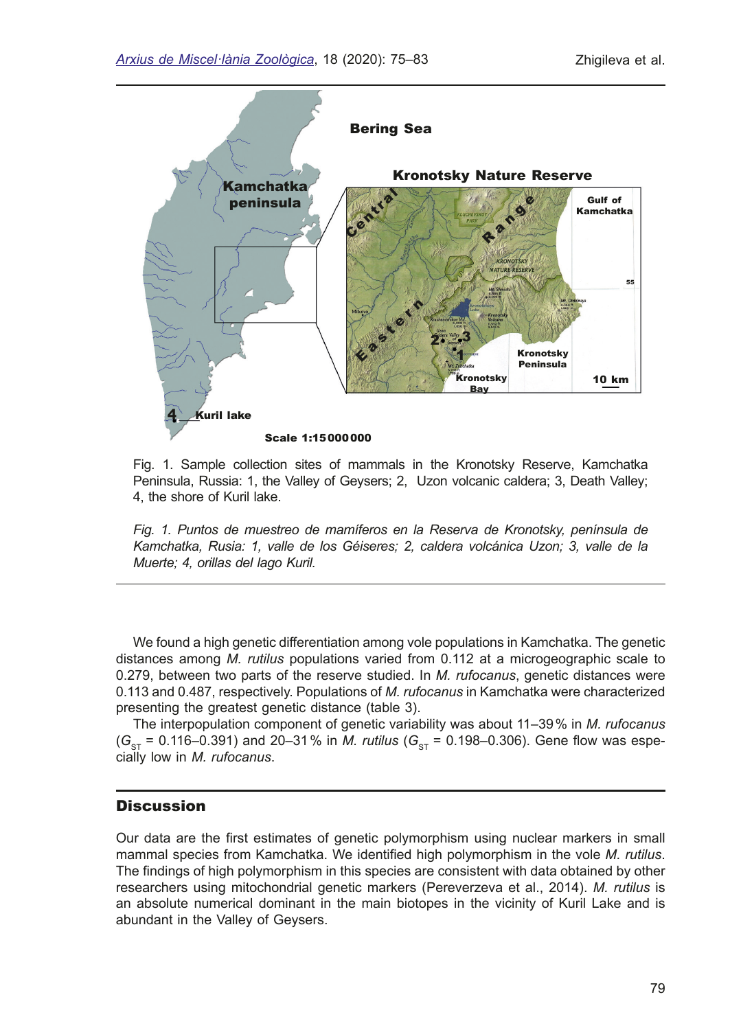Fig. 1. Sample collection sites of mammals in the Kronotsky Reserve, Kamchatka Peninsula, Russia: 1, the Valley of Geysers; 2, Uzon volcanic caldera; 3, Death Valley; 4, the shore of Kuril lake.

*Fig. 1. Puntos de muestreo de mamíferos en la Reserva de Kronotsky, península de Kamchatka, Rusia: 1, valle de los Géiseres; 2, caldera volcánica Uzon; 3, valle de la Muerte; 4, orillas del lago Kuril.*

We found a high genetic differentiation among vole populations in Kamchatka. The genetic distances among *M. rutilus* populations varied from 0.112 at a microgeographic scale to 0.279, between two parts of the reserve studied. In *M. rufocanus*, genetic distances were 0.113 and 0.487, respectively. Populations of *M. rufocanus* in Kamchatka were characterized presenting the greatest genetic distance (table 3).

The interpopulation component of genetic variability was about 11–39 % in *M. rufocanus* ($G_{ST}$ = 0.116–0.391) and 20–31 % in *M. rutilus* ($G_{ST}$ = 0.198–0.306). Gene flow was especially low in *M. rufocanus*.

## Discussion

Our data are the first estimates of genetic polymorphism using nuclear markers in small mammal species from Kamchatka. We identified high polymorphism in the vole *M. rutilus*. The findings of high polymorphism in this species are consistent with data obtained by other researchers using mitochondrial genetic markers (Pereverzeva et al., 2014). *M. rutilus* is an absolute numerical dominant in the main biotopes in the vicinity of Kuril Lake and is abundant in the Valley of Geysers.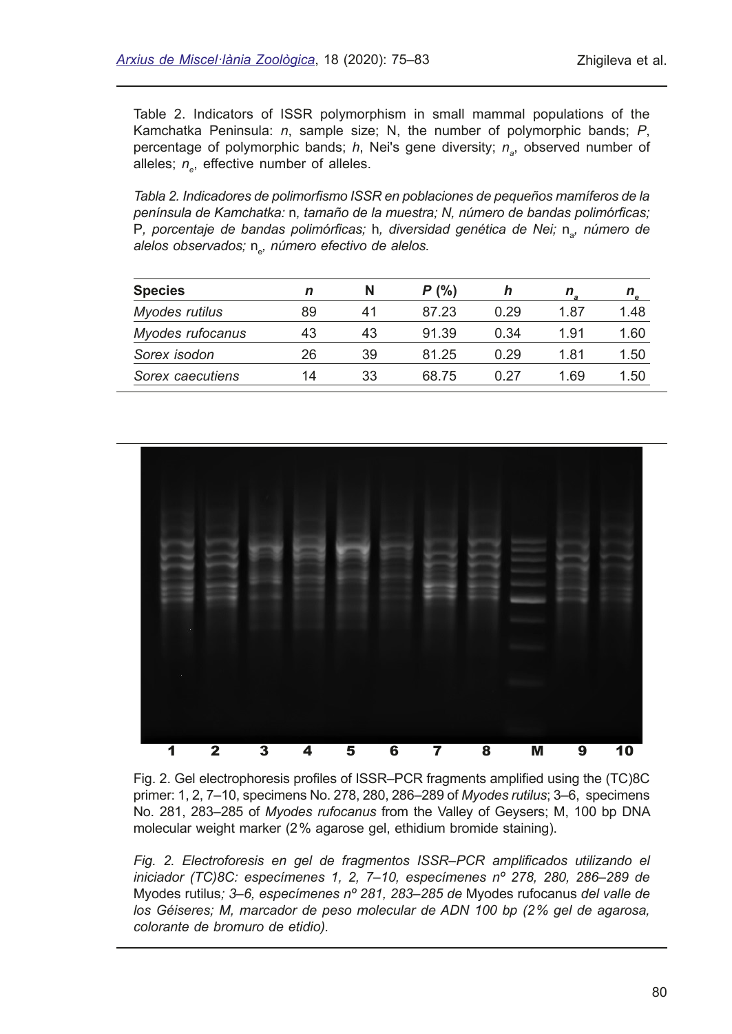Table 2. Indicators of ISSR polymorphism in small mammal populations of the Kamchatka Peninsula: $n$, sample size; N, the number of polymorphic bands; $P$, percentage of polymorphic bands; $h$, Nei's gene diversity; $n_a$, observed number of alleles; $n_e$, effective number of alleles.

*Tabla 2. Indicadores de polimorfismo ISSR en poblaciones de pequeños mamíferos de la península de Kamchatka:* n*, tamaño de la muestra; N, número de bandas polimórficas;* P*, porcentaje de bandas polimórficas;* h*, diversidad genética de Nei;* $n_a$*, número de alelos observados;* $n_e$*, número efectivo de alelos.*

| Species | $n$ | N | $P$ (%) | $h$ | $n_a$ | $n_e$ |
|---|---|---|---|---|---|---|
| *Myodes rutilus* | 89 | 41 | 87.23 | 0.29 | 1.87 | 1.48 |
| *Myodes rufocanus* | 43 | 43 | 91.39 | 0.34 | 1.91 | 1.60 |
| *Sorex isodon* | 26 | 39 | 81.25 | 0.29 | 1.81 | 1.50 |
| *Sorex caecutiens* | 14 | 33 | 68.75 | 0.27 | 1.69 | 1.50 |

Fig. 2. Gel electrophoresis profiles of ISSR–PCR fragments amplified using the (TC)8C primer: 1, 2, 7–10, specimens No. 278, 280, 286–289 of *Myodes rutilus*; 3–6, specimens No. 281, 283–285 of *Myodes rufocanus* from the Valley of Geysers; M, 100 bp DNA molecular weight marker (2% agarose gel, ethidium bromide staining).

*Fig. 2. Electroforesis en gel de fragmentos ISSR–PCR amplificados utilizando el iniciador (TC)8C: especímenes 1, 2, 7–10, especímenes nº 278, 280, 286–289 de* Myodes rutilus*; 3–6, especímenes nº 281, 283–285 de* Myodes rufocanus *del valle de los Géiseres; M, marcador de peso molecular de ADN 100 bp (2% gel de agarosa, colorante de bromuro de etidio).*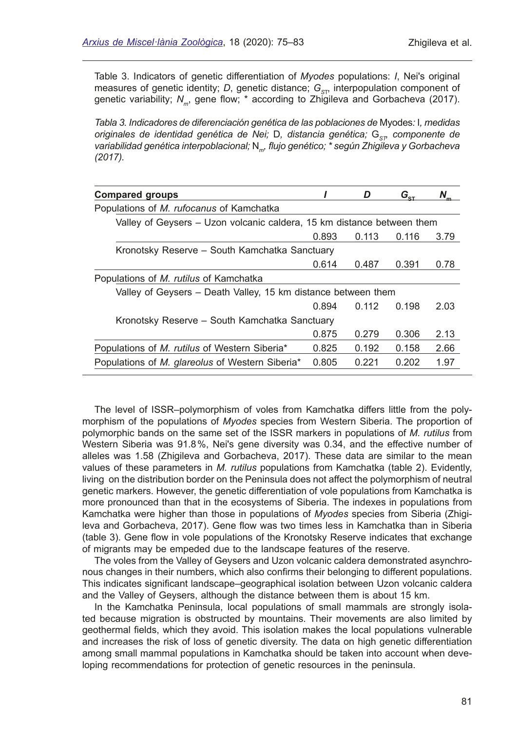Table 3. Indicators of genetic differentiation of *Myodes* populations: *I*, Nei's original measures of genetic identity; *D*, genetic distance; $G_{ST}$, interpopulation component of genetic variability; $N_m$, gene flow; * according to Zhigileva and Gorbacheva (2017).

*Tabla 3. Indicadores de diferenciación genética de las poblaciones de* Myodes*:* I*, medidas originales de identidad genética de Nei;* D*, distancia genética;* $G_{ST}$*, componente de variabilidad genética interpoblacional;* $N_m$*, flujo genético; * según Zhigileva y Gorbacheva (2017).*

| Compared groups | *I* | *D* | $G_{ST}$ | $N_m$ |
|---|---|---|---|---|
| Populations of *M. rufocanus* of Kamchatka | | | | |
| Valley of Geysers – Uzon volcanic caldera, 15 km distance between them | 0.893 | 0.113 | 0.116 | 3.79 |
| Kronotsky Reserve – South Kamchatka Sanctuary | 0.614 | 0.487 | 0.391 | 0.78 |
| Populations of *M. rutilus* of Kamchatka | | | | |
| Valley of Geysers – Death Valley, 15 km distance between them | 0.894 | 0.112 | 0.198 | 2.03 |
| Kronotsky Reserve – South Kamchatka Sanctuary | 0.875 | 0.279 | 0.306 | 2.13 |
| Populations of *M. rutilus* of Western Siberia* | 0.825 | 0.192 | 0.158 | 2.66 |
| Populations of *M. glareolus* of Western Siberia* | 0.805 | 0.221 | 0.202 | 1.97 |

The level of ISSR–polymorphism of voles from Kamchatka differs little from the polymorphism of the populations of *Myodes* species from Western Siberia. The proportion of polymorphic bands on the same set of the ISSR markers in populations of *M. rutilus* from Western Siberia was 91.8 %, Nei's gene diversity was 0.34, and the effective number of alleles was 1.58 (Zhigileva and Gorbacheva, 2017). These data are similar to the mean values of these parameters in *M. rutilus* populations from Kamchatka (table 2). Evidently, living on the distribution border on the Peninsula does not affect the polymorphism of neutral genetic markers. However, the genetic differentiation of vole populations from Kamchatka is more pronounced than that in the ecosystems of Siberia. The indexes in populations from Kamchatka were higher than those in populations of *Myodes* species from Siberia (Zhigileva and Gorbacheva, 2017). Gene flow was two times less in Kamchatka than in Siberia (table 3). Gene flow in vole populations of the Kronotsky Reserve indicates that exchange of migrants may be empeded due to the landscape features of the reserve.

The voles from the Valley of Geysers and Uzon volcanic caldera demonstrated asynchronous changes in their numbers, which also confirms their belonging to different populations. This indicates significant landscape–geographical isolation between Uzon volcanic caldera and the Valley of Geysers, although the distance between them is about 15 km.

In the Kamchatka Peninsula, local populations of small mammals are strongly isolated because migration is obstructed by mountains. Their movements are also limited by geothermal fields, which they avoid. This isolation makes the local populations vulnerable and increases the risk of loss of genetic diversity. The data on high genetic differentiation among small mammal populations in Kamchatka should be taken into account when developing recommendations for protection of genetic resources in the peninsula.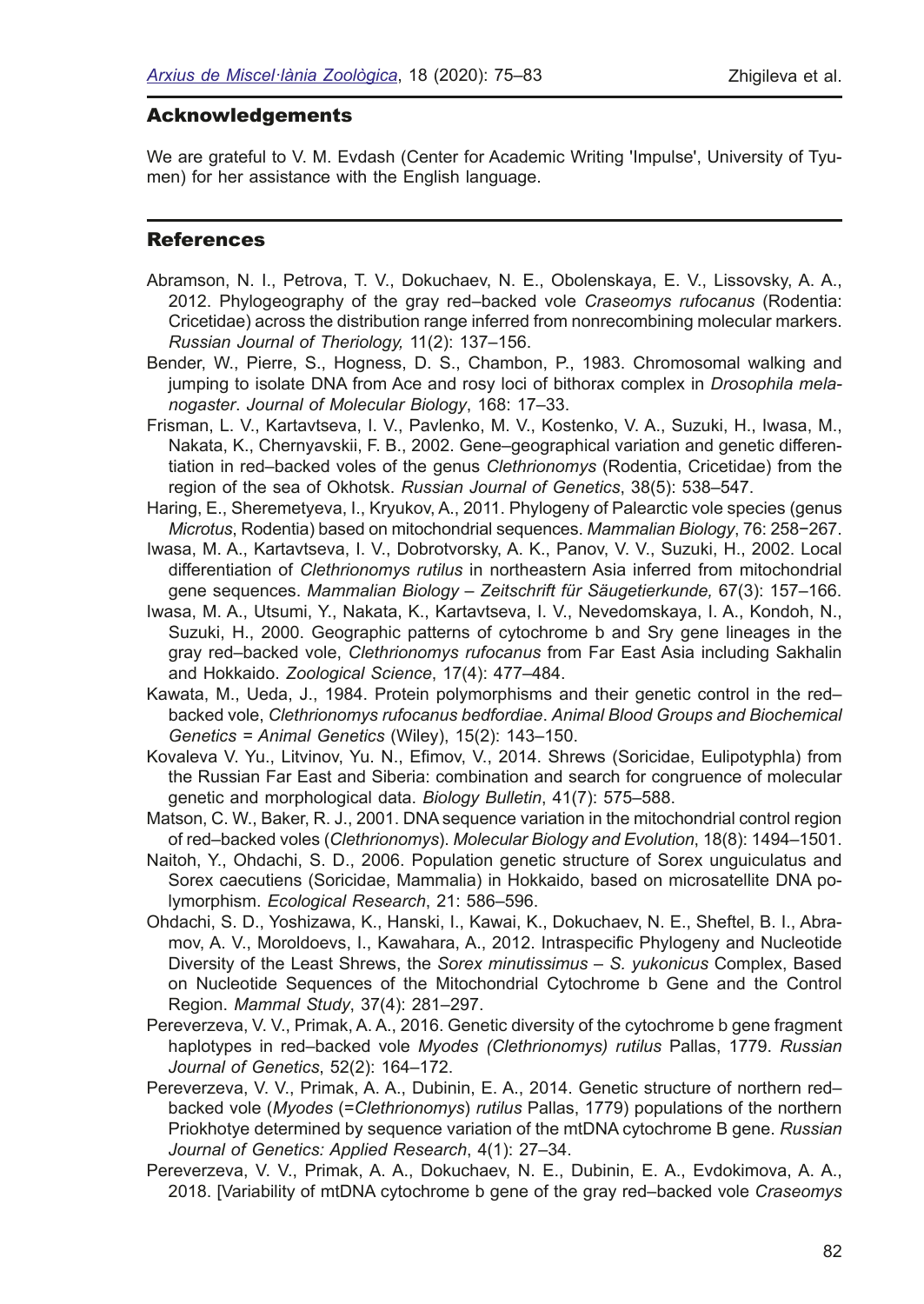## Acknowledgements

We are grateful to V. M. Evdash (Center for Academic Writing 'Impulse', University of Tyumen) for her assistance with the English language.

## References

Abramson, N. I., Petrova, T. V., Dokuchaev, N. E., Obolenskaya, E. V., Lissovsky, A. A., 2012. Phylogeography of the gray red–backed vole *Craseomys rufocanus* (Rodentia: Cricetidae) across the distribution range inferred from nonrecombining molecular markers. *Russian Journal of Theriology,* 11(2): 137–156.

Bender, W., Pierre, S., Hogness, D. S., Chambon, P., 1983. Chromosomal walking and jumping to isolate DNA from Ace and rosy loci of bithorax complex in *Drosophila melanogaster*. *Journal of Molecular Biology*, 168: 17–33.

Frisman, L. V., Kartavtseva, I. V., Pavlenko, M. V., Kostenko, V. A., Suzuki, H., Iwasa, M., Nakata, K., Chernyavskii, F. B., 2002. Gene–geographical variation and genetic differentiation in red–backed voles of the genus *Clethrionomys* (Rodentia, Cricetidae) from the region of the sea of Okhotsk. *Russian Journal of Genetics*, 38(5): 538–547.

Haring, E., Sheremetyeva, I., Kryukov, A., 2011. Phylogeny of Palearctic vole species (genus *Microtus*, Rodentia) based on mitochondrial sequences. *Mammalian Biology*, 76: 258−267.

Iwasa, M. A., Kartavtseva, I. V., Dobrotvorsky, A. K., Panov, V. V., Suzuki, H., 2002. Local differentiation of *Clethrionomys rutilus* in northeastern Asia inferred from mitochondrial gene sequences. *Mammalian Biology – Zeitschrift für Säugetierkunde,* 67(3): 157–166.

Iwasa, M. A., Utsumi, Y., Nakata, K., Kartavtseva, I. V., Nevedomskaya, I. A., Kondoh, N., Suzuki, H., 2000. Geographic patterns of cytochrome b and Sry gene lineages in the gray red–backed vole, *Clethrionomys rufocanus* from Far East Asia including Sakhalin and Hokkaido. *Zoological Science*, 17(4): 477–484.

Kawata, M., Ueda, J., 1984. Protein polymorphisms and their genetic control in the red–backed vole, *Clethrionomys rufocanus bedfordiae*. *Animal Blood Groups and Biochemical Genetics = Animal Genetics* (Wiley), 15(2): 143–150.

Kovaleva V. Yu., Litvinov, Yu. N., Efimov, V., 2014. Shrews (Soricidae, Eulipotyphla) from the Russian Far East and Siberia: combination and search for congruence of molecular genetic and morphological data. *Biology Bulletin*, 41(7): 575–588.

Matson, C. W., Baker, R. J., 2001. DNA sequence variation in the mitochondrial control region of red–backed voles (*Clethrionomys*). *Molecular Biology and Evolution*, 18(8): 1494–1501.

Naitoh, Y., Ohdachi, S. D., 2006. Population genetic structure of Sorex unguiculatus and Sorex caecutiens (Soricidae, Mammalia) in Hokkaido, based on microsatellite DNA polymorphism. *Ecological Research*, 21: 586–596.

Ohdachi, S. D., Yoshizawa, K., Hanski, I., Kawai, K., Dokuchaev, N. E., Sheftel, B. I., Abramov, A. V., Moroldoevs, I., Kawahara, A., 2012. Intraspecific Phylogeny and Nucleotide Diversity of the Least Shrews, the *Sorex minutissimus – S. yukonicus* Complex, Based on Nucleotide Sequences of the Mitochondrial Cytochrome b Gene and the Control Region. *Mammal Study*, 37(4): 281–297.

Pereverzeva, V. V., Primak, A. A., 2016. Genetic diversity of the cytochrome b gene fragment haplotypes in red–backed vole *Myodes (Clethrionomys) rutilus* Pallas, 1779. *Russian Journal of Genetics*, 52(2): 164–172.

Pereverzeva, V. V., Primak, A. A., Dubinin, E. A., 2014. Genetic structure of northern red–backed vole (*Myodes* (=*Clethrionomys*) *rutilus* Pallas, 1779) populations of the northern Priokhotye determined by sequence variation of the mtDNA cytochrome B gene. *Russian Journal of Genetics: Applied Research*, 4(1): 27–34.

Pereverzeva, V. V., Primak, A. A., Dokuchaev, N. E., Dubinin, E. A., Evdokimova, A. A., 2018. [Variability of mtDNA cytochrome b gene of the gray red–backed vole *Craseomys*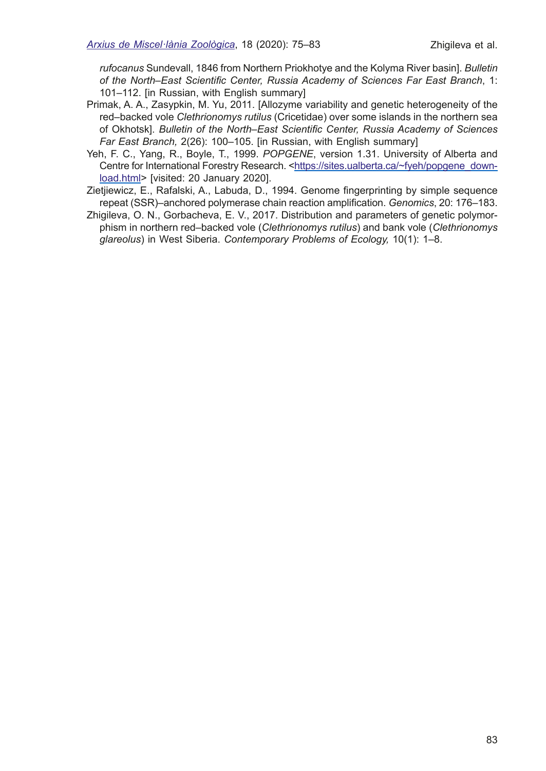*rufocanus* Sundevall, 1846 from Northern Priokhotye and the Kolyma River basin]. *Bulletin of the North–East Scientific Center, Russia Academy of Sciences Far East Branch*, 1: 101–112. [in Russian, with English summary]

Primak, A. A., Zasypkin, M. Yu, 2011. [Allozyme variability and genetic heterogeneity of the red–backed vole *Clethrionomys rutilus* (Cricetidae) over some islands in the northern sea of Okhotsk]. *Bulletin of the North–East Scientific Center, Russia Academy of Sciences Far East Branch,* 2(26): 100–105. [in Russian, with English summary]

Yeh, F. C., Yang, R., Boyle, T., 1999. *POPGENE*, version 1.31. University of Alberta and Centre for International Forestry Research. <https://sites.ualberta.ca/~fyeh/popgene_download.html> [visited: 20 January 2020].

Zietjiewicz, E., Rafalski, A., Labuda, D., 1994. Genome fingerprinting by simple sequence repeat (SSR)–anchored polymerase chain reaction amplification. *Genomics*, 20: 176–183.

Zhigileva, O. N., Gorbacheva, E. V., 2017. Distribution and parameters of genetic polymorphism in northern red–backed vole (*Clethrionomys rutilus*) and bank vole (*Clethrionomys glareolus*) in West Siberia. *Contemporary Problems of Ecology,* 10(1): 1–8.